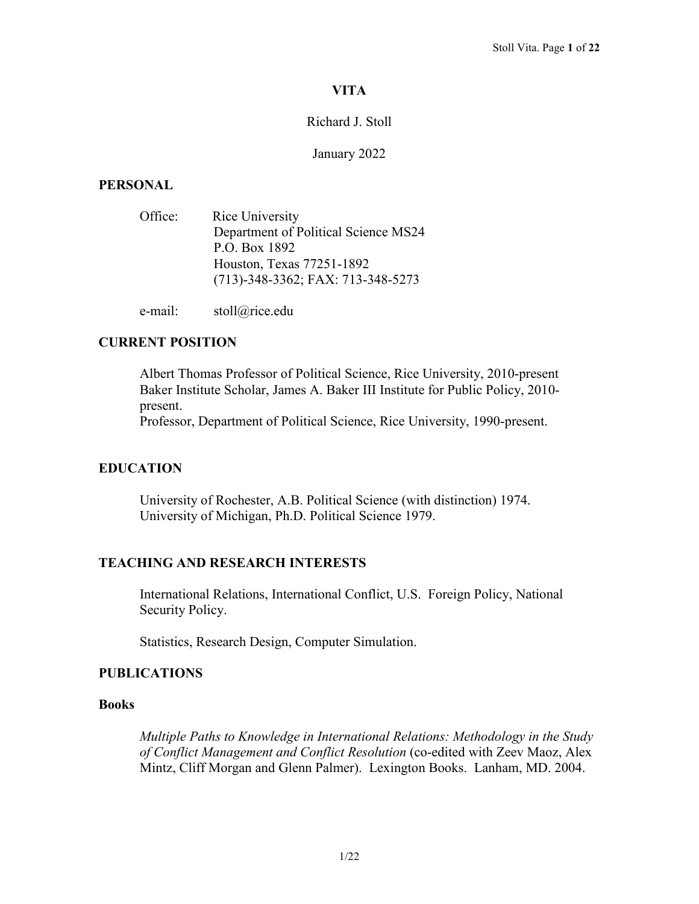# VITA

Richard J. Stoll

January 2022

## PERSONAL

Office: Rice University
Department of Political Science MS24
P.O. Box 1892
Houston, Texas 77251-1892
(713)-348-3362; FAX: 713-348-5273

e-mail: stoll@rice.edu

## CURRENT POSITION

Albert Thomas Professor of Political Science, Rice University, 2010-present
Baker Institute Scholar, James A. Baker III Institute for Public Policy, 2010-present.
Professor, Department of Political Science, Rice University, 1990-present.

## EDUCATION

University of Rochester, A.B. Political Science (with distinction) 1974.
University of Michigan, Ph.D. Political Science 1979.

## TEACHING AND RESEARCH INTERESTS

International Relations, International Conflict, U.S. Foreign Policy, National Security Policy.

Statistics, Research Design, Computer Simulation.

## PUBLICATIONS

### Books

*Multiple Paths to Knowledge in International Relations: Methodology in the Study of Conflict Management and Conflict Resolution* (co-edited with Zeev Maoz, Alex Mintz, Cliff Morgan and Glenn Palmer). Lexington Books. Lanham, MD. 2004.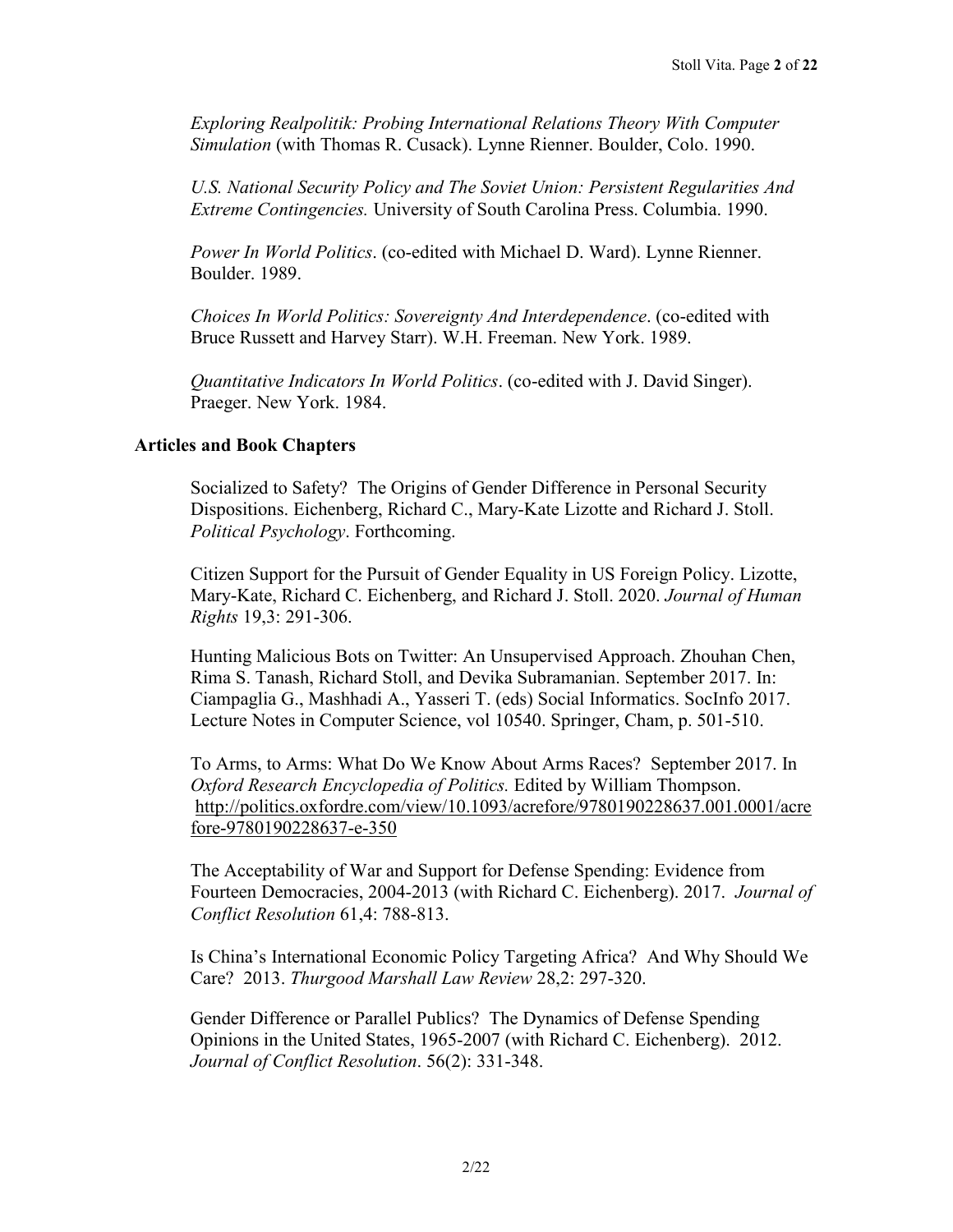*Exploring Realpolitik: Probing International Relations Theory With Computer Simulation* (with Thomas R. Cusack). Lynne Rienner. Boulder, Colo. 1990.

*U.S. National Security Policy and The Soviet Union: Persistent Regularities And Extreme Contingencies.* University of South Carolina Press. Columbia. 1990.

*Power In World Politics*. (co-edited with Michael D. Ward). Lynne Rienner. Boulder. 1989.

*Choices In World Politics: Sovereignty And Interdependence*. (co-edited with Bruce Russett and Harvey Starr). W.H. Freeman. New York. 1989.

*Quantitative Indicators In World Politics*. (co-edited with J. David Singer). Praeger. New York. 1984.

**Articles and Book Chapters**

Socialized to Safety? The Origins of Gender Difference in Personal Security Dispositions. Eichenberg, Richard C., Mary-Kate Lizotte and Richard J. Stoll. *Political Psychology*. Forthcoming.

Citizen Support for the Pursuit of Gender Equality in US Foreign Policy. Lizotte, Mary-Kate, Richard C. Eichenberg, and Richard J. Stoll. 2020. *Journal of Human Rights* 19,3: 291-306.

Hunting Malicious Bots on Twitter: An Unsupervised Approach. Zhouhan Chen, Rima S. Tanash, Richard Stoll, and Devika Subramanian. September 2017. In: Ciampaglia G., Mashhadi A., Yasseri T. (eds) Social Informatics. SocInfo 2017. Lecture Notes in Computer Science, vol 10540. Springer, Cham, p. 501-510.

To Arms, to Arms: What Do We Know About Arms Races? September 2017. In *Oxford Research Encyclopedia of Politics.* Edited by William Thompson. http://politics.oxfordre.com/view/10.1093/acrefore/9780190228637.001.0001/acrefore-9780190228637-e-350

The Acceptability of War and Support for Defense Spending: Evidence from Fourteen Democracies, 2004-2013 (with Richard C. Eichenberg). 2017. *Journal of Conflict Resolution* 61,4: 788-813.

Is China's International Economic Policy Targeting Africa? And Why Should We Care? 2013. *Thurgood Marshall Law Review* 28,2: 297-320.

Gender Difference or Parallel Publics? The Dynamics of Defense Spending Opinions in the United States, 1965-2007 (with Richard C. Eichenberg). 2012. *Journal of Conflict Resolution*. 56(2): 331-348.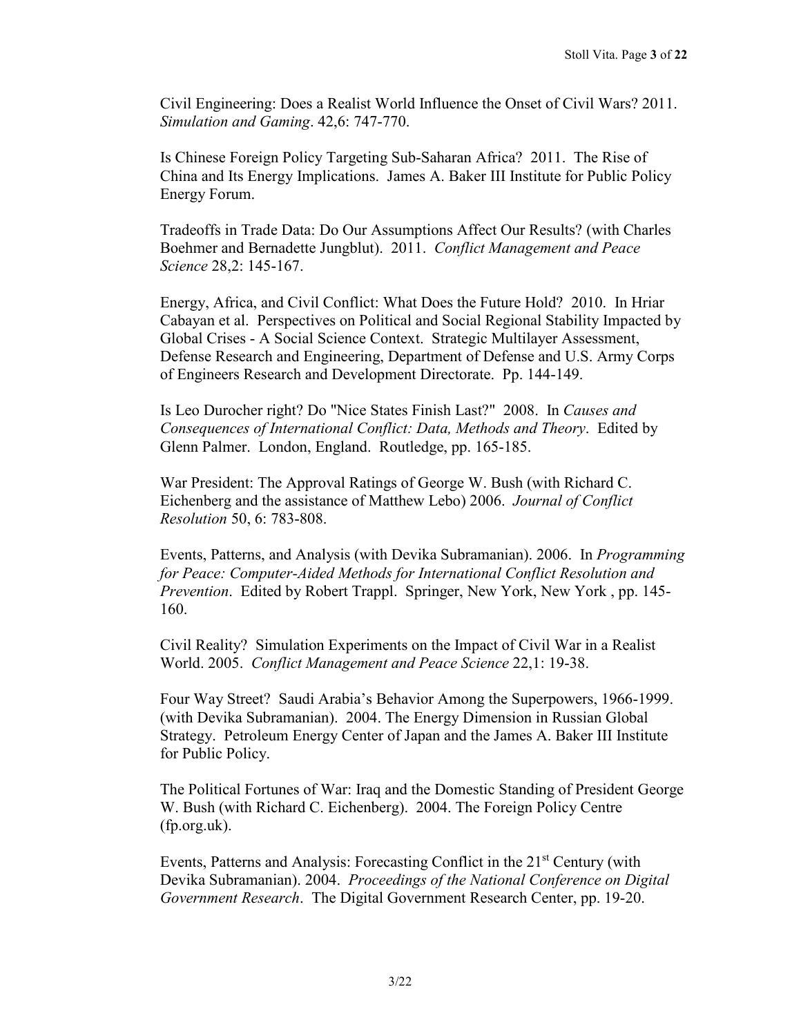Civil Engineering: Does a Realist World Influence the Onset of Civil Wars? 2011. *Simulation and Gaming*. 42,6: 747-770.

Is Chinese Foreign Policy Targeting Sub-Saharan Africa? 2011. The Rise of China and Its Energy Implications. James A. Baker III Institute for Public Policy Energy Forum.

Tradeoffs in Trade Data: Do Our Assumptions Affect Our Results? (with Charles Boehmer and Bernadette Jungblut). 2011. *Conflict Management and Peace Science* 28,2: 145-167.

Energy, Africa, and Civil Conflict: What Does the Future Hold? 2010. In Hriar Cabayan et al. Perspectives on Political and Social Regional Stability Impacted by Global Crises - A Social Science Context. Strategic Multilayer Assessment, Defense Research and Engineering, Department of Defense and U.S. Army Corps of Engineers Research and Development Directorate. Pp. 144-149.

Is Leo Durocher right? Do "Nice States Finish Last?" 2008. In *Causes and Consequences of International Conflict: Data, Methods and Theory*. Edited by Glenn Palmer. London, England. Routledge, pp. 165-185.

War President: The Approval Ratings of George W. Bush (with Richard C. Eichenberg and the assistance of Matthew Lebo) 2006. *Journal of Conflict Resolution* 50, 6: 783-808.

Events, Patterns, and Analysis (with Devika Subramanian). 2006. In *Programming for Peace: Computer-Aided Methods for International Conflict Resolution and Prevention*. Edited by Robert Trappl. Springer, New York, New York , pp. 145-160.

Civil Reality? Simulation Experiments on the Impact of Civil War in a Realist World. 2005. *Conflict Management and Peace Science* 22,1: 19-38.

Four Way Street? Saudi Arabia's Behavior Among the Superpowers, 1966-1999. (with Devika Subramanian). 2004. The Energy Dimension in Russian Global Strategy. Petroleum Energy Center of Japan and the James A. Baker III Institute for Public Policy.

The Political Fortunes of War: Iraq and the Domestic Standing of President George W. Bush (with Richard C. Eichenberg). 2004. The Foreign Policy Centre (fp.org.uk).

Events, Patterns and Analysis: Forecasting Conflict in the 21st Century (with Devika Subramanian). 2004. *Proceedings of the National Conference on Digital Government Research*. The Digital Government Research Center, pp. 19-20.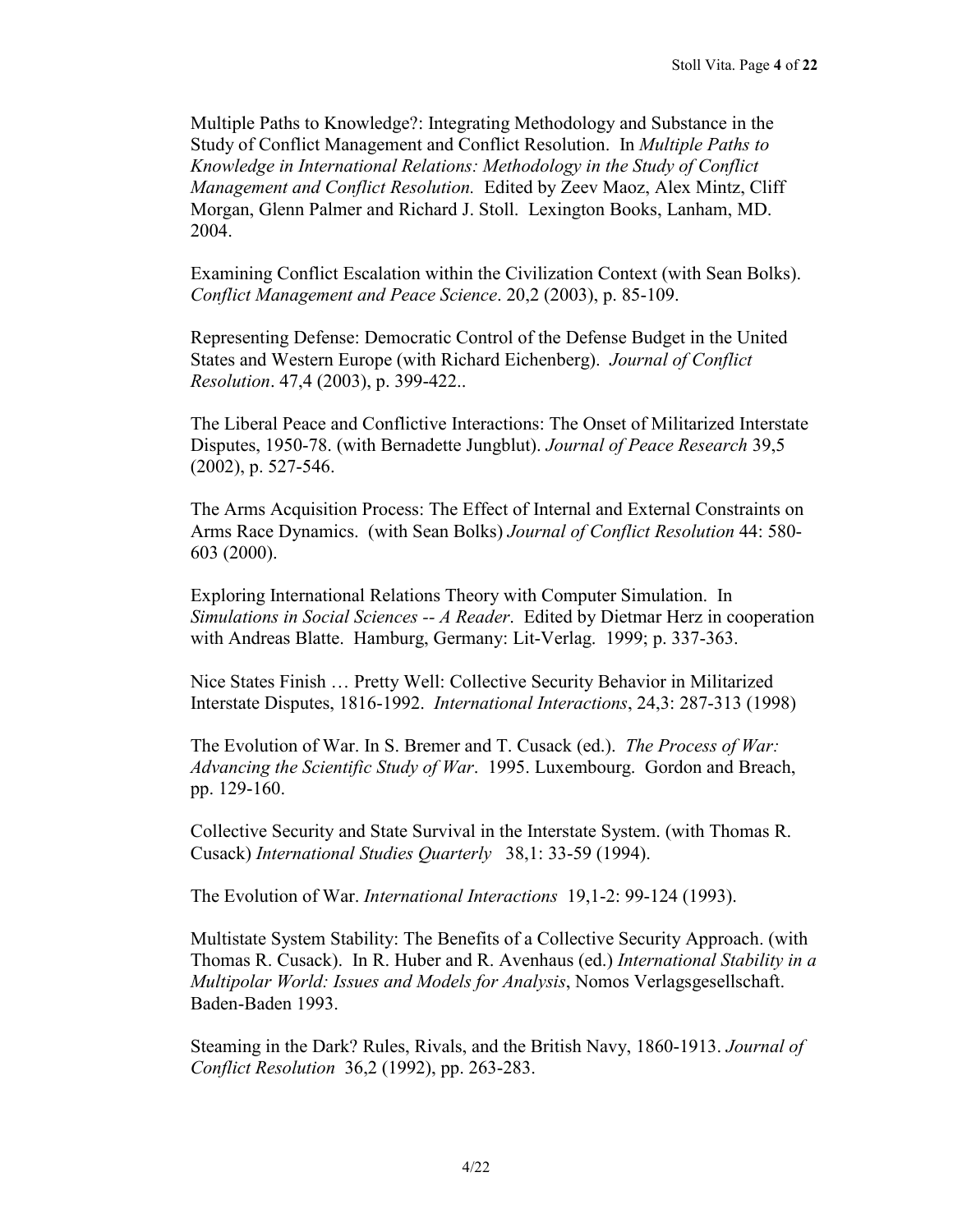Multiple Paths to Knowledge?: Integrating Methodology and Substance in the Study of Conflict Management and Conflict Resolution. In *Multiple Paths to Knowledge in International Relations: Methodology in the Study of Conflict Management and Conflict Resolution.* Edited by Zeev Maoz, Alex Mintz, Cliff Morgan, Glenn Palmer and Richard J. Stoll. Lexington Books, Lanham, MD. 2004.

Examining Conflict Escalation within the Civilization Context (with Sean Bolks). *Conflict Management and Peace Science*. 20,2 (2003), p. 85-109.

Representing Defense: Democratic Control of the Defense Budget in the United States and Western Europe (with Richard Eichenberg). *Journal of Conflict Resolution*. 47,4 (2003), p. 399-422..

The Liberal Peace and Conflictive Interactions: The Onset of Militarized Interstate Disputes, 1950-78. (with Bernadette Jungblut). *Journal of Peace Research* 39,5 (2002), p. 527-546.

The Arms Acquisition Process: The Effect of Internal and External Constraints on Arms Race Dynamics. (with Sean Bolks) *Journal of Conflict Resolution* 44: 580-603 (2000).

Exploring International Relations Theory with Computer Simulation. In *Simulations in Social Sciences -- A Reader*. Edited by Dietmar Herz in cooperation with Andreas Blatte. Hamburg, Germany: Lit-Verlag. 1999; p. 337-363.

Nice States Finish … Pretty Well: Collective Security Behavior in Militarized Interstate Disputes, 1816-1992. *International Interactions*, 24,3: 287-313 (1998)

The Evolution of War. In S. Bremer and T. Cusack (ed.). *The Process of War: Advancing the Scientific Study of War*. 1995. Luxembourg. Gordon and Breach, pp. 129-160.

Collective Security and State Survival in the Interstate System. (with Thomas R. Cusack) *International Studies Quarterly* 38,1: 33-59 (1994).

The Evolution of War. *International Interactions* 19,1-2: 99-124 (1993).

Multistate System Stability: The Benefits of a Collective Security Approach. (with Thomas R. Cusack). In R. Huber and R. Avenhaus (ed.) *International Stability in a Multipolar World: Issues and Models for Analysis*, Nomos Verlagsgesellschaft. Baden-Baden 1993.

Steaming in the Dark? Rules, Rivals, and the British Navy, 1860-1913. *Journal of Conflict Resolution* 36,2 (1992), pp. 263-283.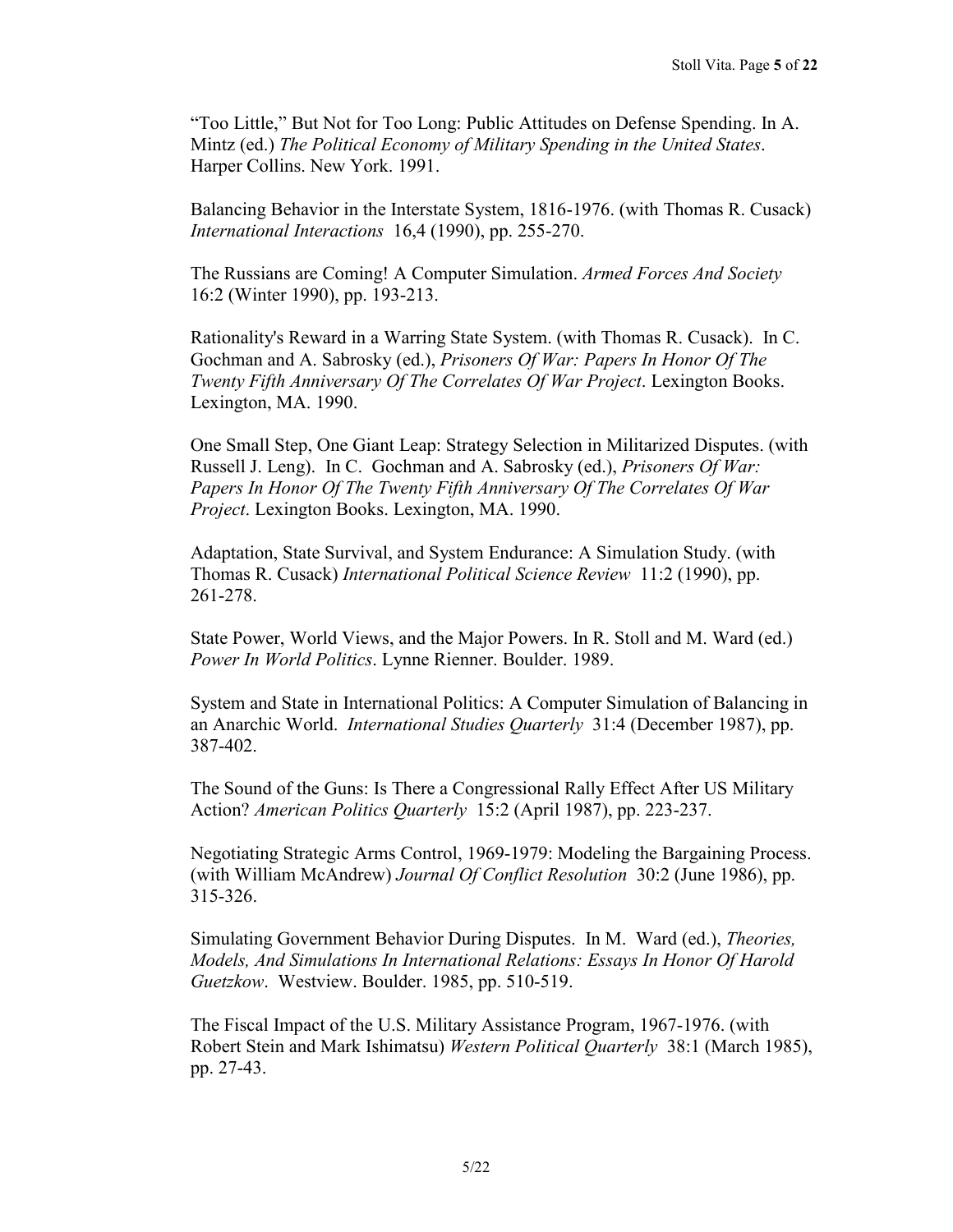"Too Little," But Not for Too Long: Public Attitudes on Defense Spending. In A. Mintz (ed.) *The Political Economy of Military Spending in the United States*. Harper Collins. New York. 1991.

Balancing Behavior in the Interstate System, 1816-1976. (with Thomas R. Cusack) *International Interactions* 16,4 (1990), pp. 255-270.

The Russians are Coming! A Computer Simulation. *Armed Forces And Society* 16:2 (Winter 1990), pp. 193-213.

Rationality's Reward in a Warring State System. (with Thomas R. Cusack). In C. Gochman and A. Sabrosky (ed.), *Prisoners Of War: Papers In Honor Of The Twenty Fifth Anniversary Of The Correlates Of War Project*. Lexington Books. Lexington, MA. 1990.

One Small Step, One Giant Leap: Strategy Selection in Militarized Disputes. (with Russell J. Leng). In C. Gochman and A. Sabrosky (ed.), *Prisoners Of War: Papers In Honor Of The Twenty Fifth Anniversary Of The Correlates Of War Project*. Lexington Books. Lexington, MA. 1990.

Adaptation, State Survival, and System Endurance: A Simulation Study. (with Thomas R. Cusack) *International Political Science Review* 11:2 (1990), pp. 261-278.

State Power, World Views, and the Major Powers. In R. Stoll and M. Ward (ed.) *Power In World Politics*. Lynne Rienner. Boulder. 1989.

System and State in International Politics: A Computer Simulation of Balancing in an Anarchic World. *International Studies Quarterly* 31:4 (December 1987), pp. 387-402.

The Sound of the Guns: Is There a Congressional Rally Effect After US Military Action? *American Politics Quarterly* 15:2 (April 1987), pp. 223-237.

Negotiating Strategic Arms Control, 1969-1979: Modeling the Bargaining Process. (with William McAndrew) *Journal Of Conflict Resolution* 30:2 (June 1986), pp. 315-326.

Simulating Government Behavior During Disputes. In M. Ward (ed.), *Theories, Models, And Simulations In International Relations: Essays In Honor Of Harold Guetzkow*. Westview. Boulder. 1985, pp. 510-519.

The Fiscal Impact of the U.S. Military Assistance Program, 1967-1976. (with Robert Stein and Mark Ishimatsu) *Western Political Quarterly* 38:1 (March 1985), pp. 27-43.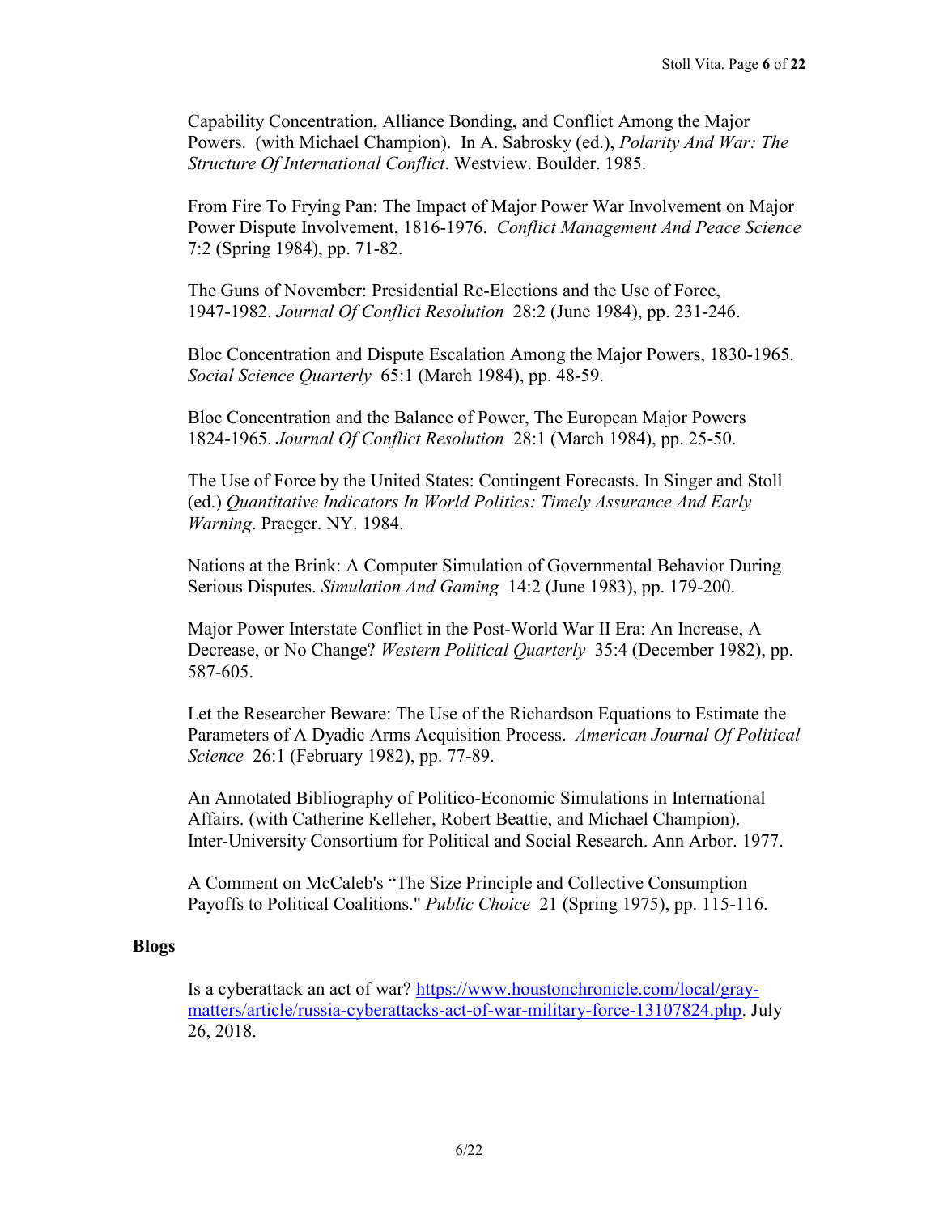Capability Concentration, Alliance Bonding, and Conflict Among the Major Powers. (with Michael Champion). In A. Sabrosky (ed.), *Polarity And War: The Structure Of International Conflict*. Westview. Boulder. 1985.

From Fire To Frying Pan: The Impact of Major Power War Involvement on Major Power Dispute Involvement, 1816-1976. *Conflict Management And Peace Science* 7:2 (Spring 1984), pp. 71-82.

The Guns of November: Presidential Re-Elections and the Use of Force, 1947-1982. *Journal Of Conflict Resolution* 28:2 (June 1984), pp. 231-246.

Bloc Concentration and Dispute Escalation Among the Major Powers, 1830-1965. *Social Science Quarterly* 65:1 (March 1984), pp. 48-59.

Bloc Concentration and the Balance of Power, The European Major Powers 1824-1965. *Journal Of Conflict Resolution* 28:1 (March 1984), pp. 25-50.

The Use of Force by the United States: Contingent Forecasts. In Singer and Stoll (ed.) *Quantitative Indicators In World Politics: Timely Assurance And Early Warning*. Praeger. NY. 1984.

Nations at the Brink: A Computer Simulation of Governmental Behavior During Serious Disputes. *Simulation And Gaming* 14:2 (June 1983), pp. 179-200.

Major Power Interstate Conflict in the Post-World War II Era: An Increase, A Decrease, or No Change? *Western Political Quarterly* 35:4 (December 1982), pp. 587-605.

Let the Researcher Beware: The Use of the Richardson Equations to Estimate the Parameters of A Dyadic Arms Acquisition Process. *American Journal Of Political Science* 26:1 (February 1982), pp. 77-89.

An Annotated Bibliography of Politico-Economic Simulations in International Affairs. (with Catherine Kelleher, Robert Beattie, and Michael Champion). Inter-University Consortium for Political and Social Research. Ann Arbor. 1977.

A Comment on McCaleb's "The Size Principle and Collective Consumption Payoffs to Political Coalitions." *Public Choice* 21 (Spring 1975), pp. 115-116.

**Blogs**

Is a cyberattack an act of war? https://www.houstonchronicle.com/local/gray-matters/article/russia-cyberattacks-act-of-war-military-force-13107824.php. July 26, 2018.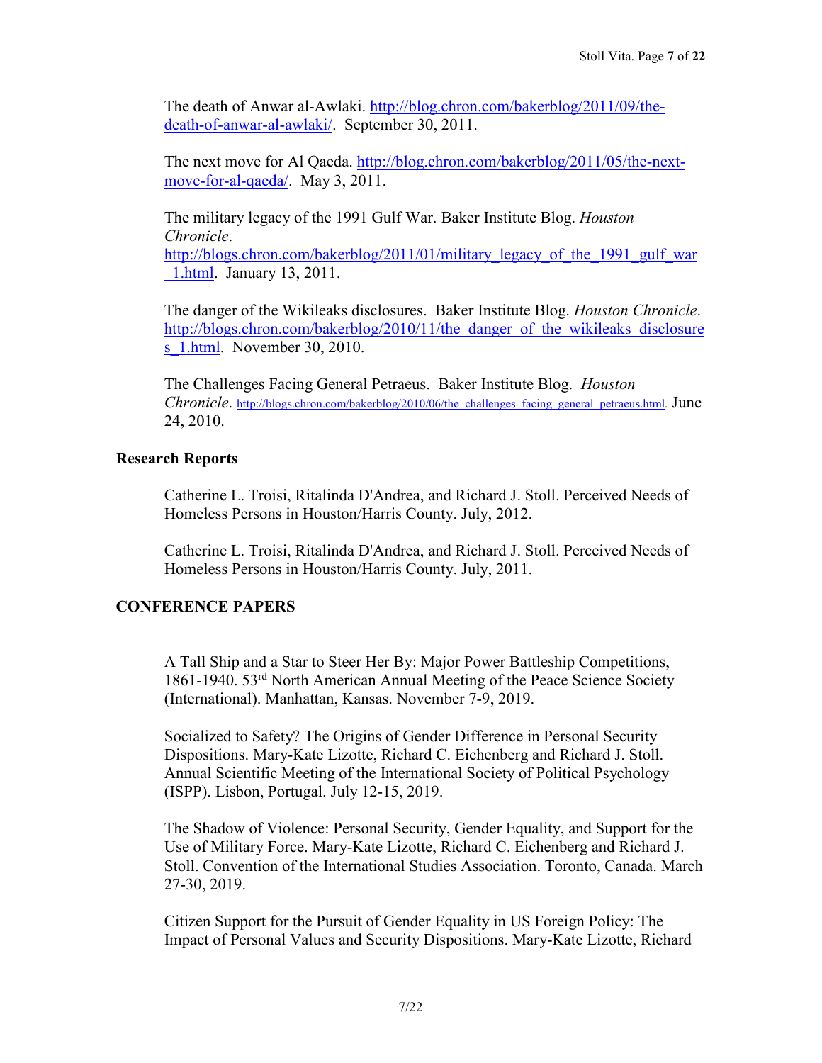The death of Anwar al-Awlaki. http://blog.chron.com/bakerblog/2011/09/the-death-of-anwar-al-awlaki/. September 30, 2011.

The next move for Al Qaeda. http://blog.chron.com/bakerblog/2011/05/the-next-move-for-al-qaeda/. May 3, 2011.

The military legacy of the 1991 Gulf War. Baker Institute Blog. *Houston Chronicle*. http://blogs.chron.com/bakerblog/2011/01/military_legacy_of_the_1991_gulf_war_1.html. January 13, 2011.

The danger of the Wikileaks disclosures. Baker Institute Blog. *Houston Chronicle*. http://blogs.chron.com/bakerblog/2010/11/the_danger_of_the_wikileaks_disclosures_1.html. November 30, 2010.

The Challenges Facing General Petraeus. Baker Institute Blog. *Houston Chronicle*. http://blogs.chron.com/bakerblog/2010/06/the_challenges_facing_general_petraeus.html. June 24, 2010.

### Research Reports

Catherine L. Troisi, Ritalinda D'Andrea, and Richard J. Stoll. Perceived Needs of Homeless Persons in Houston/Harris County. July, 2012.

Catherine L. Troisi, Ritalinda D'Andrea, and Richard J. Stoll. Perceived Needs of Homeless Persons in Houston/Harris County. July, 2011.

## CONFERENCE PAPERS

A Tall Ship and a Star to Steer Her By: Major Power Battleship Competitions, 1861-1940. 53rd North American Annual Meeting of the Peace Science Society (International). Manhattan, Kansas. November 7-9, 2019.

Socialized to Safety? The Origins of Gender Difference in Personal Security Dispositions. Mary-Kate Lizotte, Richard C. Eichenberg and Richard J. Stoll. Annual Scientific Meeting of the International Society of Political Psychology (ISPP). Lisbon, Portugal. July 12-15, 2019.

The Shadow of Violence: Personal Security, Gender Equality, and Support for the Use of Military Force. Mary-Kate Lizotte, Richard C. Eichenberg and Richard J. Stoll. Convention of the International Studies Association. Toronto, Canada. March 27-30, 2019.

Citizen Support for the Pursuit of Gender Equality in US Foreign Policy: The Impact of Personal Values and Security Dispositions. Mary-Kate Lizotte, Richard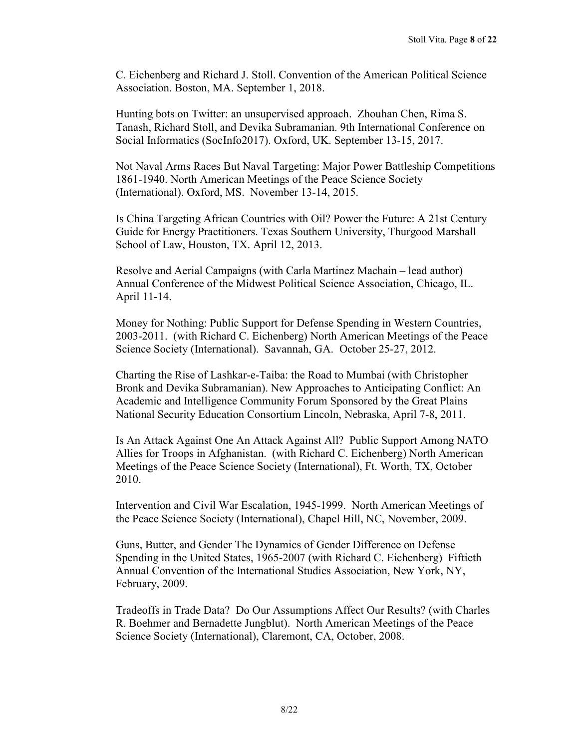C. Eichenberg and Richard J. Stoll. Convention of the American Political Science Association. Boston, MA. September 1, 2018.

Hunting bots on Twitter: an unsupervised approach. Zhouhan Chen, Rima S. Tanash, Richard Stoll, and Devika Subramanian. 9th International Conference on Social Informatics (SocInfo2017). Oxford, UK. September 13-15, 2017.

Not Naval Arms Races But Naval Targeting: Major Power Battleship Competitions 1861-1940. North American Meetings of the Peace Science Society (International). Oxford, MS. November 13-14, 2015.

Is China Targeting African Countries with Oil? Power the Future: A 21st Century Guide for Energy Practitioners. Texas Southern University, Thurgood Marshall School of Law, Houston, TX. April 12, 2013.

Resolve and Aerial Campaigns (with Carla Martinez Machain – lead author) Annual Conference of the Midwest Political Science Association, Chicago, IL. April 11-14.

Money for Nothing: Public Support for Defense Spending in Western Countries, 2003-2011. (with Richard C. Eichenberg) North American Meetings of the Peace Science Society (International). Savannah, GA. October 25-27, 2012.

Charting the Rise of Lashkar-e-Taiba: the Road to Mumbai (with Christopher Bronk and Devika Subramanian). New Approaches to Anticipating Conflict: An Academic and Intelligence Community Forum Sponsored by the Great Plains National Security Education Consortium Lincoln, Nebraska, April 7-8, 2011.

Is An Attack Against One An Attack Against All? Public Support Among NATO Allies for Troops in Afghanistan. (with Richard C. Eichenberg) North American Meetings of the Peace Science Society (International), Ft. Worth, TX, October 2010.

Intervention and Civil War Escalation, 1945-1999. North American Meetings of the Peace Science Society (International), Chapel Hill, NC, November, 2009.

Guns, Butter, and Gender The Dynamics of Gender Difference on Defense Spending in the United States, 1965-2007 (with Richard C. Eichenberg) Fiftieth Annual Convention of the International Studies Association, New York, NY, February, 2009.

Tradeoffs in Trade Data? Do Our Assumptions Affect Our Results? (with Charles R. Boehmer and Bernadette Jungblut). North American Meetings of the Peace Science Society (International), Claremont, CA, October, 2008.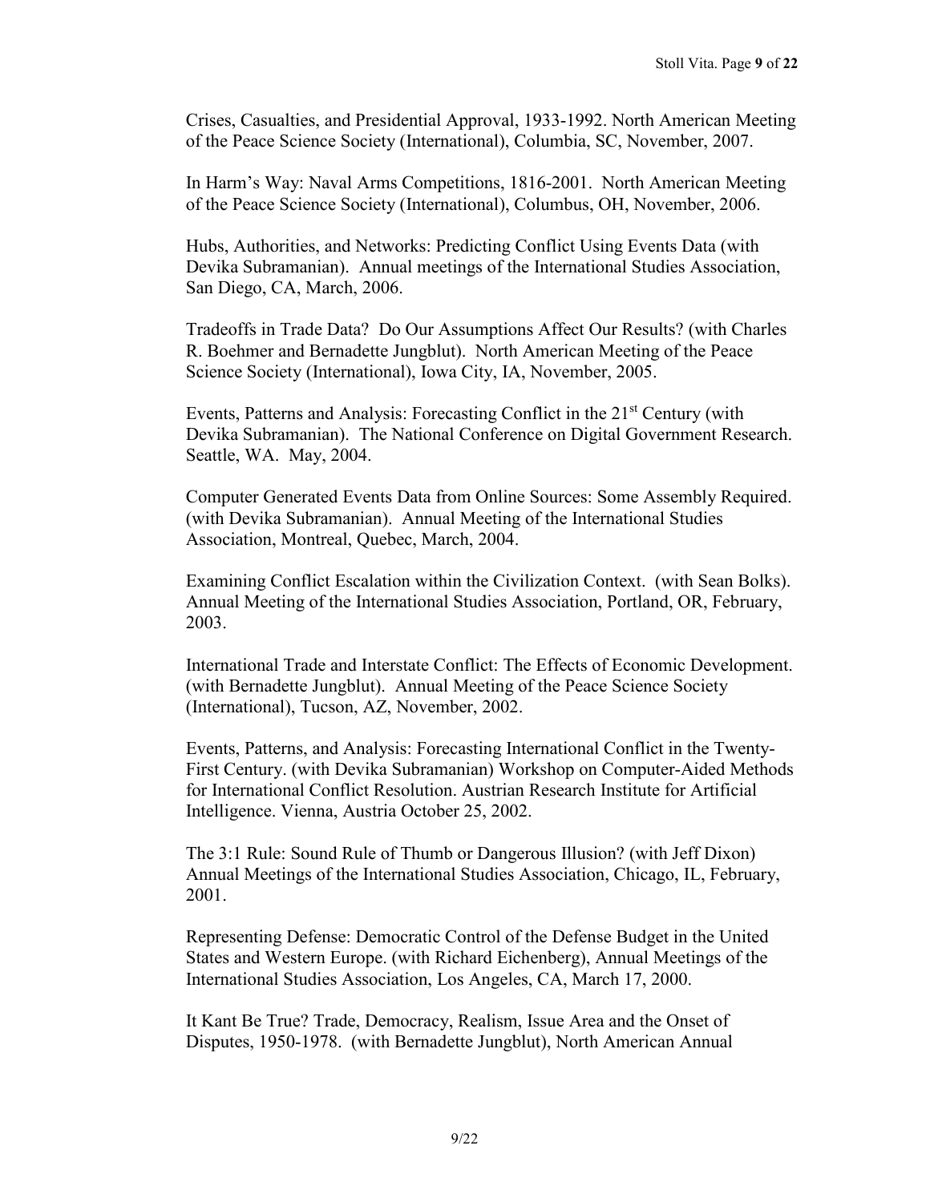Crises, Casualties, and Presidential Approval, 1933-1992. North American Meeting of the Peace Science Society (International), Columbia, SC, November, 2007.

In Harm's Way: Naval Arms Competitions, 1816-2001. North American Meeting of the Peace Science Society (International), Columbus, OH, November, 2006.

Hubs, Authorities, and Networks: Predicting Conflict Using Events Data (with Devika Subramanian). Annual meetings of the International Studies Association, San Diego, CA, March, 2006.

Tradeoffs in Trade Data? Do Our Assumptions Affect Our Results? (with Charles R. Boehmer and Bernadette Jungblut). North American Meeting of the Peace Science Society (International), Iowa City, IA, November, 2005.

Events, Patterns and Analysis: Forecasting Conflict in the 21st Century (with Devika Subramanian). The National Conference on Digital Government Research. Seattle, WA. May, 2004.

Computer Generated Events Data from Online Sources: Some Assembly Required. (with Devika Subramanian). Annual Meeting of the International Studies Association, Montreal, Quebec, March, 2004.

Examining Conflict Escalation within the Civilization Context. (with Sean Bolks). Annual Meeting of the International Studies Association, Portland, OR, February, 2003.

International Trade and Interstate Conflict: The Effects of Economic Development. (with Bernadette Jungblut). Annual Meeting of the Peace Science Society (International), Tucson, AZ, November, 2002.

Events, Patterns, and Analysis: Forecasting International Conflict in the Twenty-First Century. (with Devika Subramanian) Workshop on Computer-Aided Methods for International Conflict Resolution. Austrian Research Institute for Artificial Intelligence. Vienna, Austria October 25, 2002.

The 3:1 Rule: Sound Rule of Thumb or Dangerous Illusion? (with Jeff Dixon) Annual Meetings of the International Studies Association, Chicago, IL, February, 2001.

Representing Defense: Democratic Control of the Defense Budget in the United States and Western Europe. (with Richard Eichenberg), Annual Meetings of the International Studies Association, Los Angeles, CA, March 17, 2000.

It Kant Be True? Trade, Democracy, Realism, Issue Area and the Onset of Disputes, 1950-1978. (with Bernadette Jungblut), North American Annual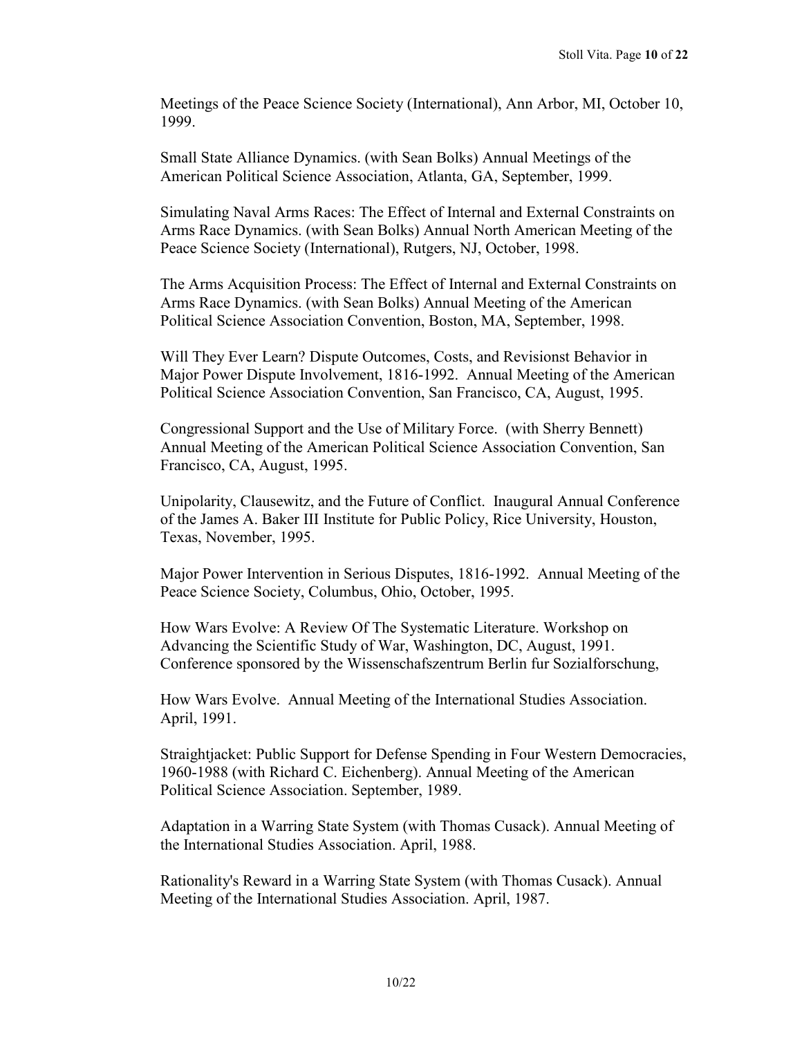Meetings of the Peace Science Society (International), Ann Arbor, MI, October 10, 1999.

Small State Alliance Dynamics. (with Sean Bolks) Annual Meetings of the American Political Science Association, Atlanta, GA, September, 1999.

Simulating Naval Arms Races: The Effect of Internal and External Constraints on Arms Race Dynamics. (with Sean Bolks) Annual North American Meeting of the Peace Science Society (International), Rutgers, NJ, October, 1998.

The Arms Acquisition Process: The Effect of Internal and External Constraints on Arms Race Dynamics. (with Sean Bolks) Annual Meeting of the American Political Science Association Convention, Boston, MA, September, 1998.

Will They Ever Learn? Dispute Outcomes, Costs, and Revisionst Behavior in Major Power Dispute Involvement, 1816-1992. Annual Meeting of the American Political Science Association Convention, San Francisco, CA, August, 1995.

Congressional Support and the Use of Military Force. (with Sherry Bennett) Annual Meeting of the American Political Science Association Convention, San Francisco, CA, August, 1995.

Unipolarity, Clausewitz, and the Future of Conflict. Inaugural Annual Conference of the James A. Baker III Institute for Public Policy, Rice University, Houston, Texas, November, 1995.

Major Power Intervention in Serious Disputes, 1816-1992. Annual Meeting of the Peace Science Society, Columbus, Ohio, October, 1995.

How Wars Evolve: A Review Of The Systematic Literature. Workshop on Advancing the Scientific Study of War, Washington, DC, August, 1991. Conference sponsored by the Wissenschafszentrum Berlin fur Sozialforschung,

How Wars Evolve. Annual Meeting of the International Studies Association. April, 1991.

Straightjacket: Public Support for Defense Spending in Four Western Democracies, 1960-1988 (with Richard C. Eichenberg). Annual Meeting of the American Political Science Association. September, 1989.

Adaptation in a Warring State System (with Thomas Cusack). Annual Meeting of the International Studies Association. April, 1988.

Rationality's Reward in a Warring State System (with Thomas Cusack). Annual Meeting of the International Studies Association. April, 1987.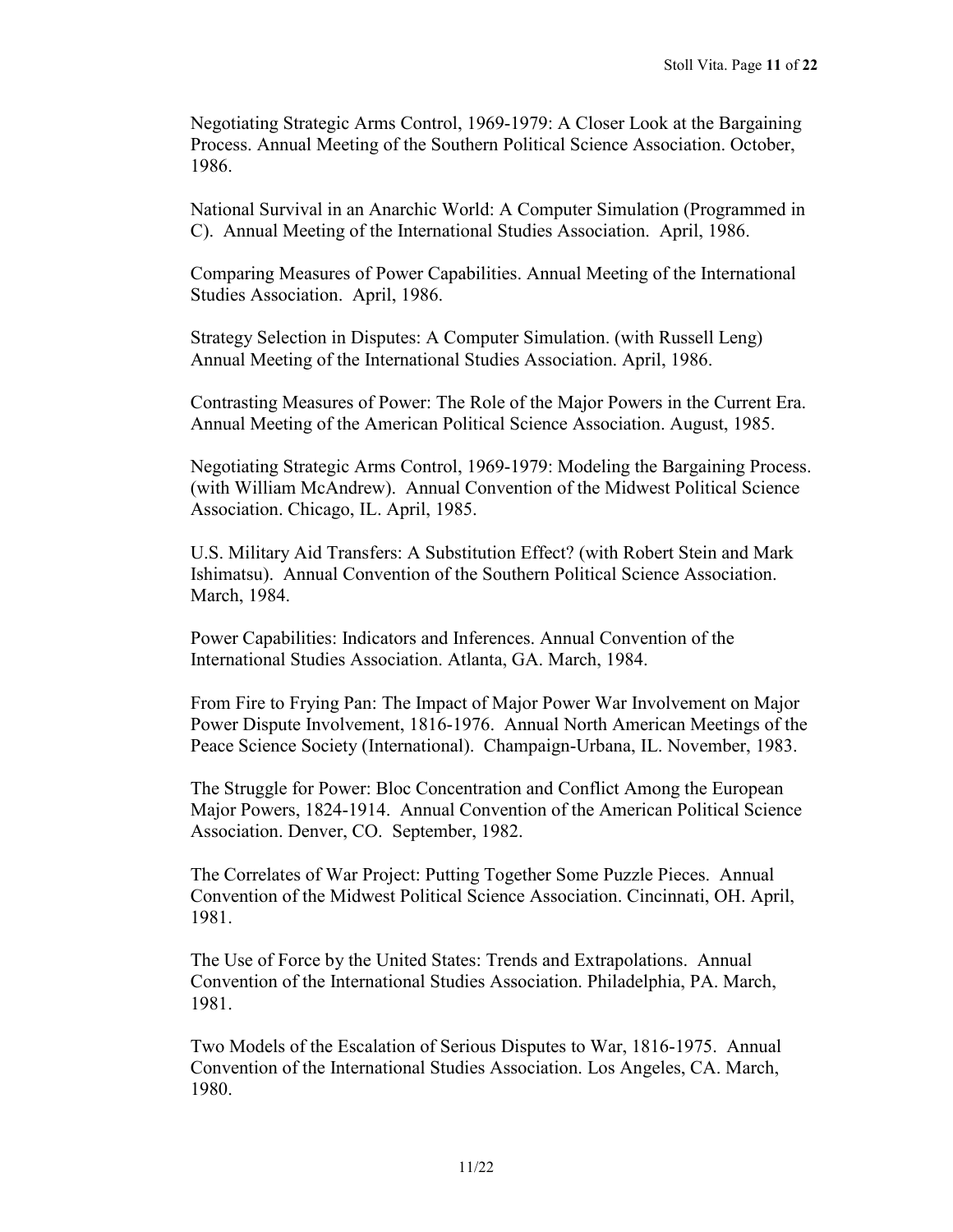Negotiating Strategic Arms Control, 1969-1979: A Closer Look at the Bargaining Process. Annual Meeting of the Southern Political Science Association. October, 1986.

National Survival in an Anarchic World: A Computer Simulation (Programmed in C). Annual Meeting of the International Studies Association. April, 1986.

Comparing Measures of Power Capabilities. Annual Meeting of the International Studies Association. April, 1986.

Strategy Selection in Disputes: A Computer Simulation. (with Russell Leng) Annual Meeting of the International Studies Association. April, 1986.

Contrasting Measures of Power: The Role of the Major Powers in the Current Era. Annual Meeting of the American Political Science Association. August, 1985.

Negotiating Strategic Arms Control, 1969-1979: Modeling the Bargaining Process. (with William McAndrew). Annual Convention of the Midwest Political Science Association. Chicago, IL. April, 1985.

U.S. Military Aid Transfers: A Substitution Effect? (with Robert Stein and Mark Ishimatsu). Annual Convention of the Southern Political Science Association. March, 1984.

Power Capabilities: Indicators and Inferences. Annual Convention of the International Studies Association. Atlanta, GA. March, 1984.

From Fire to Frying Pan: The Impact of Major Power War Involvement on Major Power Dispute Involvement, 1816-1976. Annual North American Meetings of the Peace Science Society (International). Champaign-Urbana, IL. November, 1983.

The Struggle for Power: Bloc Concentration and Conflict Among the European Major Powers, 1824-1914. Annual Convention of the American Political Science Association. Denver, CO. September, 1982.

The Correlates of War Project: Putting Together Some Puzzle Pieces. Annual Convention of the Midwest Political Science Association. Cincinnati, OH. April, 1981.

The Use of Force by the United States: Trends and Extrapolations. Annual Convention of the International Studies Association. Philadelphia, PA. March, 1981.

Two Models of the Escalation of Serious Disputes to War, 1816-1975. Annual Convention of the International Studies Association. Los Angeles, CA. March, 1980.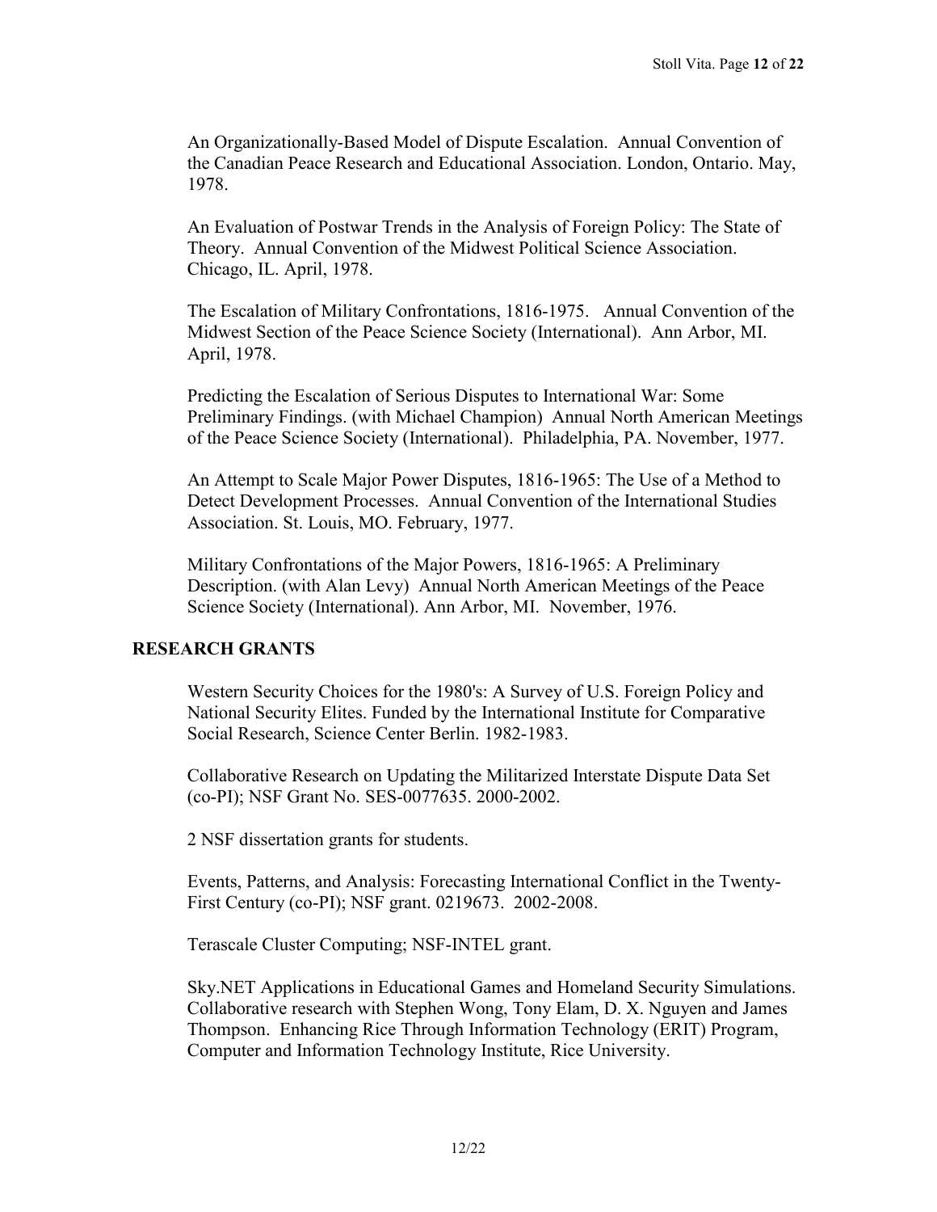An Organizationally-Based Model of Dispute Escalation. Annual Convention of the Canadian Peace Research and Educational Association. London, Ontario. May, 1978.

An Evaluation of Postwar Trends in the Analysis of Foreign Policy: The State of Theory. Annual Convention of the Midwest Political Science Association. Chicago, IL. April, 1978.

The Escalation of Military Confrontations, 1816-1975. Annual Convention of the Midwest Section of the Peace Science Society (International). Ann Arbor, MI. April, 1978.

Predicting the Escalation of Serious Disputes to International War: Some Preliminary Findings. (with Michael Champion) Annual North American Meetings of the Peace Science Society (International). Philadelphia, PA. November, 1977.

An Attempt to Scale Major Power Disputes, 1816-1965: The Use of a Method to Detect Development Processes. Annual Convention of the International Studies Association. St. Louis, MO. February, 1977.

Military Confrontations of the Major Powers, 1816-1965: A Preliminary Description. (with Alan Levy) Annual North American Meetings of the Peace Science Society (International). Ann Arbor, MI. November, 1976.

## RESEARCH GRANTS

Western Security Choices for the 1980's: A Survey of U.S. Foreign Policy and National Security Elites. Funded by the International Institute for Comparative Social Research, Science Center Berlin. 1982-1983.

Collaborative Research on Updating the Militarized Interstate Dispute Data Set (co-PI); NSF Grant No. SES-0077635. 2000-2002.

2 NSF dissertation grants for students.

Events, Patterns, and Analysis: Forecasting International Conflict in the Twenty-First Century (co-PI); NSF grant. 0219673. 2002-2008.

Terascale Cluster Computing; NSF-INTEL grant.

Sky.NET Applications in Educational Games and Homeland Security Simulations. Collaborative research with Stephen Wong, Tony Elam, D. X. Nguyen and James Thompson. Enhancing Rice Through Information Technology (ERIT) Program, Computer and Information Technology Institute, Rice University.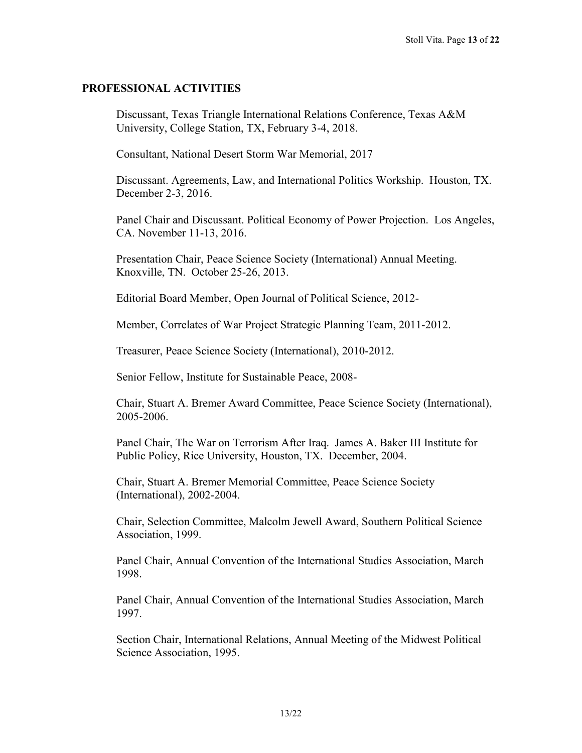## PROFESSIONAL ACTIVITIES

Discussant, Texas Triangle International Relations Conference, Texas A&M University, College Station, TX, February 3-4, 2018.

Consultant, National Desert Storm War Memorial, 2017

Discussant. Agreements, Law, and International Politics Workshop. Houston, TX. December 2-3, 2016.

Panel Chair and Discussant. Political Economy of Power Projection. Los Angeles, CA. November 11-13, 2016.

Presentation Chair, Peace Science Society (International) Annual Meeting. Knoxville, TN. October 25-26, 2013.

Editorial Board Member, Open Journal of Political Science, 2012-

Member, Correlates of War Project Strategic Planning Team, 2011-2012.

Treasurer, Peace Science Society (International), 2010-2012.

Senior Fellow, Institute for Sustainable Peace, 2008-

Chair, Stuart A. Bremer Award Committee, Peace Science Society (International), 2005-2006.

Panel Chair, The War on Terrorism After Iraq. James A. Baker III Institute for Public Policy, Rice University, Houston, TX. December, 2004.

Chair, Stuart A. Bremer Memorial Committee, Peace Science Society (International), 2002-2004.

Chair, Selection Committee, Malcolm Jewell Award, Southern Political Science Association, 1999.

Panel Chair, Annual Convention of the International Studies Association, March 1998.

Panel Chair, Annual Convention of the International Studies Association, March 1997.

Section Chair, International Relations, Annual Meeting of the Midwest Political Science Association, 1995.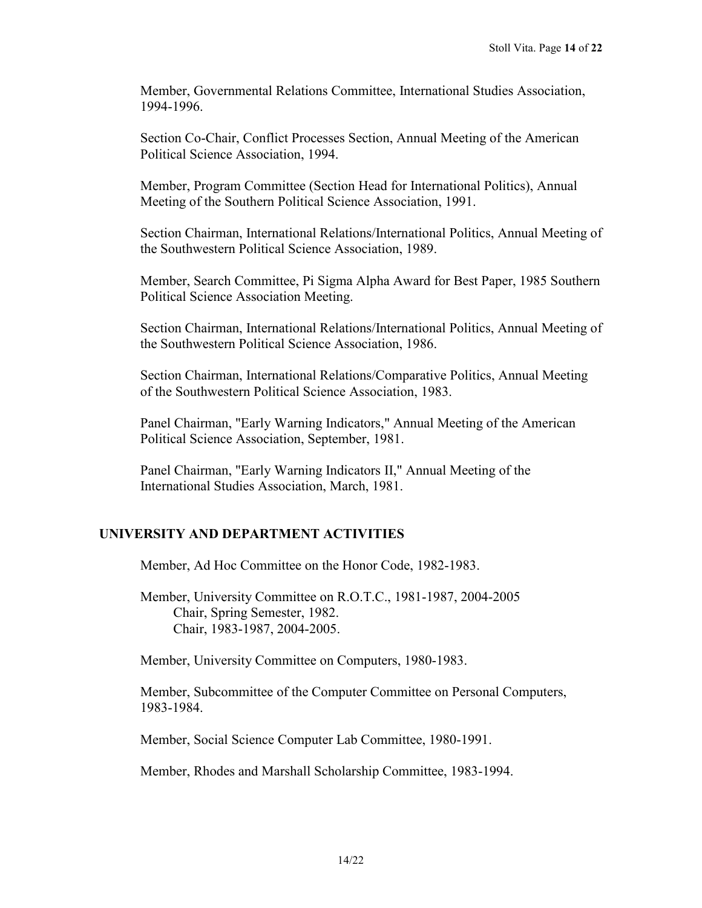Member, Governmental Relations Committee, International Studies Association, 1994-1996.

Section Co-Chair, Conflict Processes Section, Annual Meeting of the American Political Science Association, 1994.

Member, Program Committee (Section Head for International Politics), Annual Meeting of the Southern Political Science Association, 1991.

Section Chairman, International Relations/International Politics, Annual Meeting of the Southwestern Political Science Association, 1989.

Member, Search Committee, Pi Sigma Alpha Award for Best Paper, 1985 Southern Political Science Association Meeting.

Section Chairman, International Relations/International Politics, Annual Meeting of the Southwestern Political Science Association, 1986.

Section Chairman, International Relations/Comparative Politics, Annual Meeting of the Southwestern Political Science Association, 1983.

Panel Chairman, "Early Warning Indicators," Annual Meeting of the American Political Science Association, September, 1981.

Panel Chairman, "Early Warning Indicators II," Annual Meeting of the International Studies Association, March, 1981.

## UNIVERSITY AND DEPARTMENT ACTIVITIES

Member, Ad Hoc Committee on the Honor Code, 1982-1983.

Member, University Committee on R.O.T.C., 1981-1987, 2004-2005
    Chair, Spring Semester, 1982.
    Chair, 1983-1987, 2004-2005.

Member, University Committee on Computers, 1980-1983.

Member, Subcommittee of the Computer Committee on Personal Computers, 1983-1984.

Member, Social Science Computer Lab Committee, 1980-1991.

Member, Rhodes and Marshall Scholarship Committee, 1983-1994.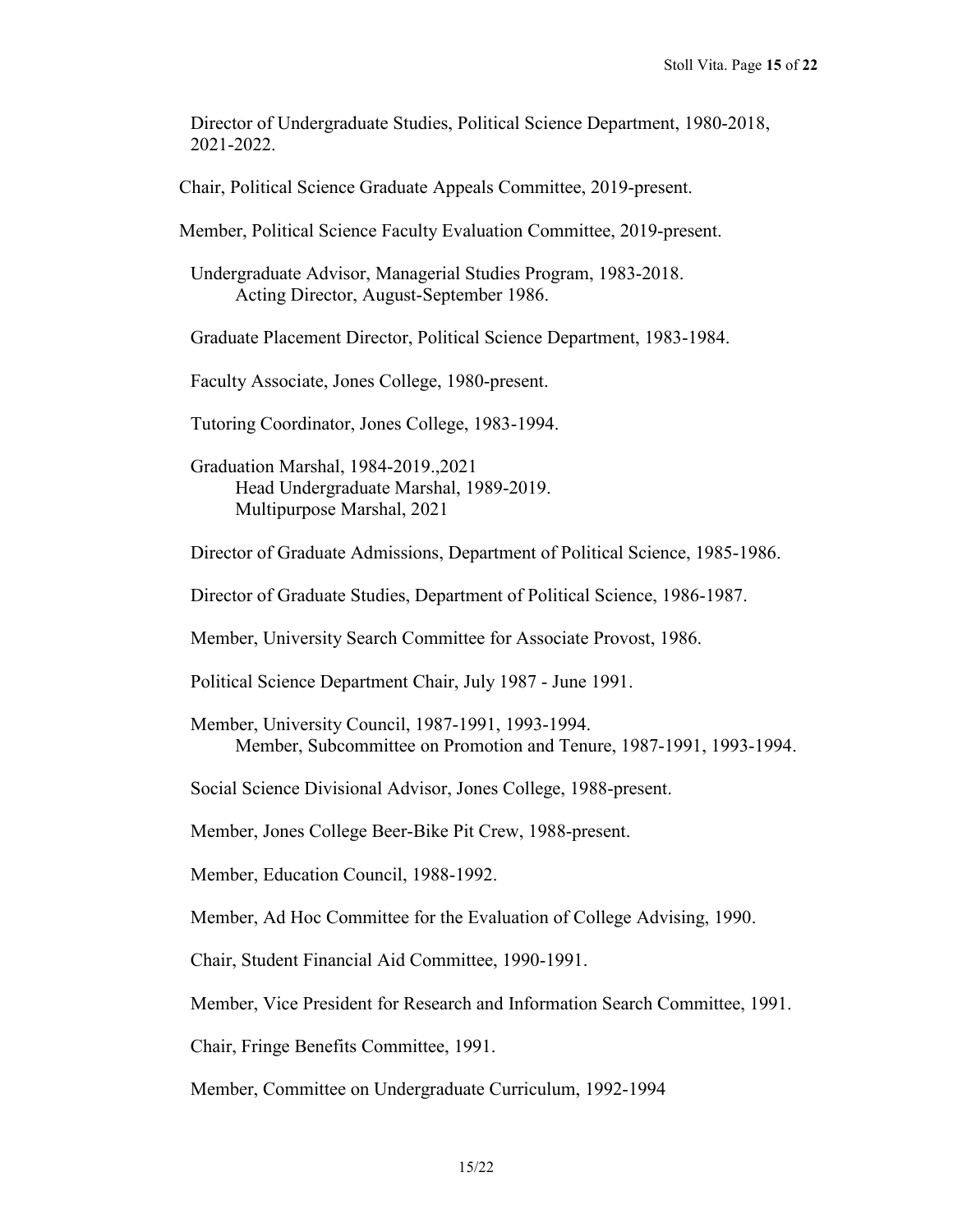Director of Undergraduate Studies, Political Science Department, 1980-2018, 2021-2022.

Chair, Political Science Graduate Appeals Committee, 2019-present.

Member, Political Science Faculty Evaluation Committee, 2019-present.

Undergraduate Advisor, Managerial Studies Program, 1983-2018.
    Acting Director, August-September 1986.

Graduate Placement Director, Political Science Department, 1983-1984.

Faculty Associate, Jones College, 1980-present.

Tutoring Coordinator, Jones College, 1983-1994.

Graduation Marshal, 1984-2019.,2021
    Head Undergraduate Marshal, 1989-2019.
    Multipurpose Marshal, 2021

Director of Graduate Admissions, Department of Political Science, 1985-1986.

Director of Graduate Studies, Department of Political Science, 1986-1987.

Member, University Search Committee for Associate Provost, 1986.

Political Science Department Chair, July 1987 - June 1991.

Member, University Council, 1987-1991, 1993-1994.
    Member, Subcommittee on Promotion and Tenure, 1987-1991, 1993-1994.

Social Science Divisional Advisor, Jones College, 1988-present.

Member, Jones College Beer-Bike Pit Crew, 1988-present.

Member, Education Council, 1988-1992.

Member, Ad Hoc Committee for the Evaluation of College Advising, 1990.

Chair, Student Financial Aid Committee, 1990-1991.

Member, Vice President for Research and Information Search Committee, 1991.

Chair, Fringe Benefits Committee, 1991.

Member, Committee on Undergraduate Curriculum, 1992-1994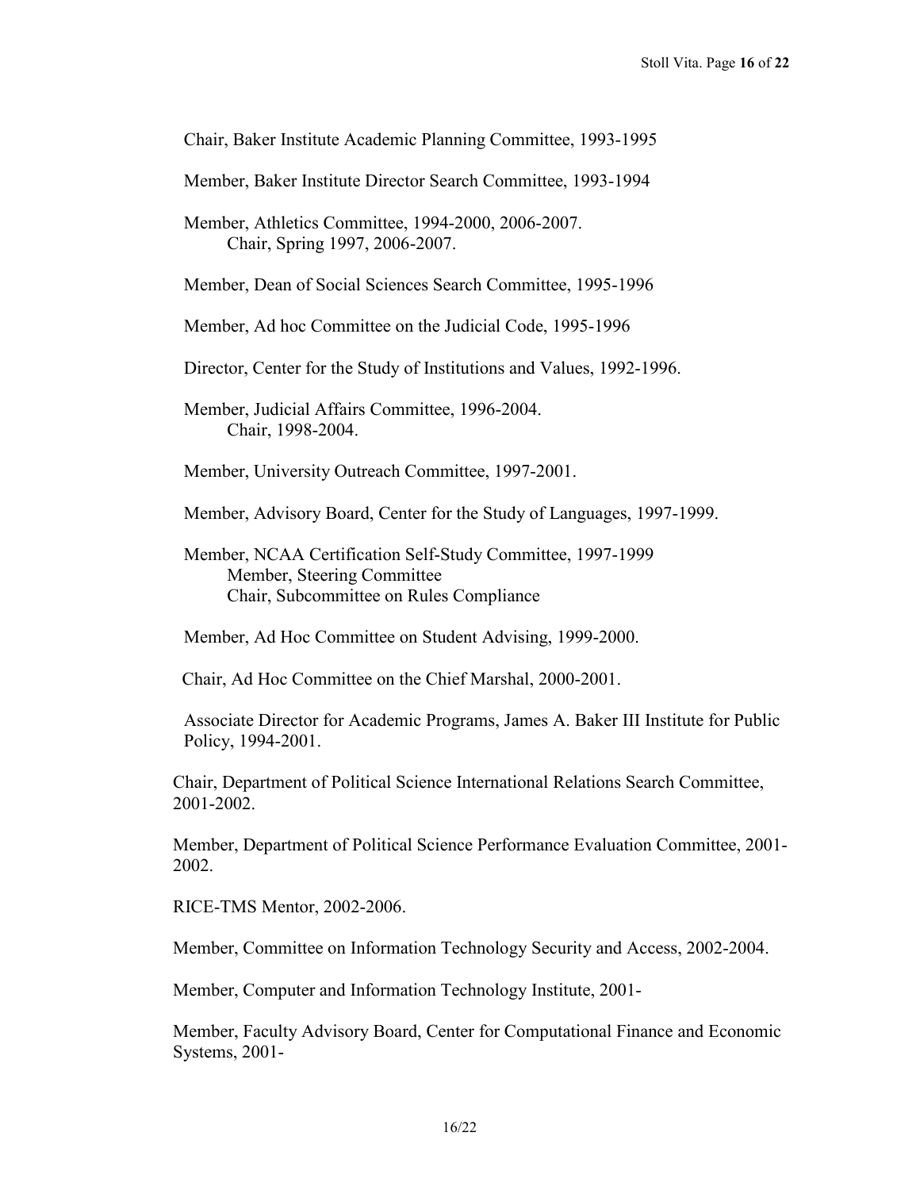Chair, Baker Institute Academic Planning Committee, 1993-1995

Member, Baker Institute Director Search Committee, 1993-1994

Member, Athletics Committee, 1994-2000, 2006-2007.
    Chair, Spring 1997, 2006-2007.

Member, Dean of Social Sciences Search Committee, 1995-1996

Member, Ad hoc Committee on the Judicial Code, 1995-1996

Director, Center for the Study of Institutions and Values, 1992-1996.

Member, Judicial Affairs Committee, 1996-2004.
    Chair, 1998-2004.

Member, University Outreach Committee, 1997-2001.

Member, Advisory Board, Center for the Study of Languages, 1997-1999.

Member, NCAA Certification Self-Study Committee, 1997-1999
    Member, Steering Committee
    Chair, Subcommittee on Rules Compliance

Member, Ad Hoc Committee on Student Advising, 1999-2000.

Chair, Ad Hoc Committee on the Chief Marshal, 2000-2001.

Associate Director for Academic Programs, James A. Baker III Institute for Public Policy, 1994-2001.

Chair, Department of Political Science International Relations Search Committee, 2001-2002.

Member, Department of Political Science Performance Evaluation Committee, 2001-2002.

RICE-TMS Mentor, 2002-2006.

Member, Committee on Information Technology Security and Access, 2002-2004.

Member, Computer and Information Technology Institute, 2001-

Member, Faculty Advisory Board, Center for Computational Finance and Economic Systems, 2001-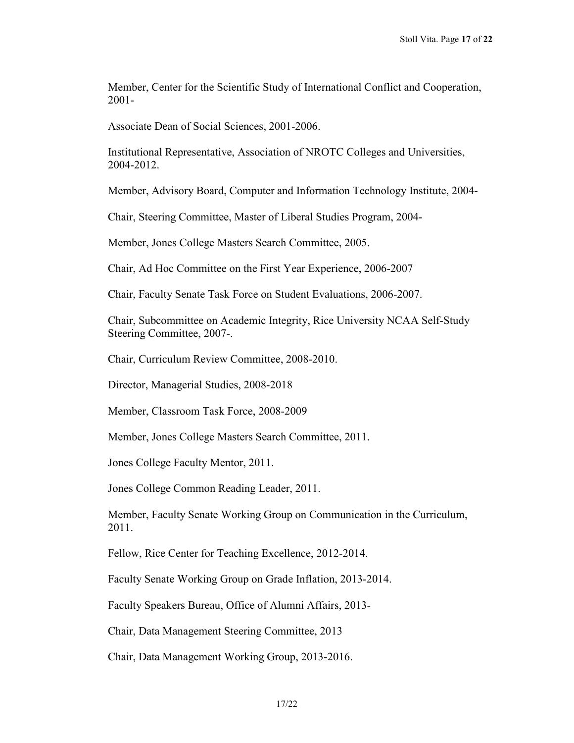Member, Center for the Scientific Study of International Conflict and Cooperation, 2001-

Associate Dean of Social Sciences, 2001-2006.

Institutional Representative, Association of NROTC Colleges and Universities, 2004-2012.

Member, Advisory Board, Computer and Information Technology Institute, 2004-

Chair, Steering Committee, Master of Liberal Studies Program, 2004-

Member, Jones College Masters Search Committee, 2005.

Chair, Ad Hoc Committee on the First Year Experience, 2006-2007

Chair, Faculty Senate Task Force on Student Evaluations, 2006-2007.

Chair, Subcommittee on Academic Integrity, Rice University NCAA Self-Study Steering Committee, 2007-.

Chair, Curriculum Review Committee, 2008-2010.

Director, Managerial Studies, 2008-2018

Member, Classroom Task Force, 2008-2009

Member, Jones College Masters Search Committee, 2011.

Jones College Faculty Mentor, 2011.

Jones College Common Reading Leader, 2011.

Member, Faculty Senate Working Group on Communication in the Curriculum, 2011.

Fellow, Rice Center for Teaching Excellence, 2012-2014.

Faculty Senate Working Group on Grade Inflation, 2013-2014.

Faculty Speakers Bureau, Office of Alumni Affairs, 2013-

Chair, Data Management Steering Committee, 2013

Chair, Data Management Working Group, 2013-2016.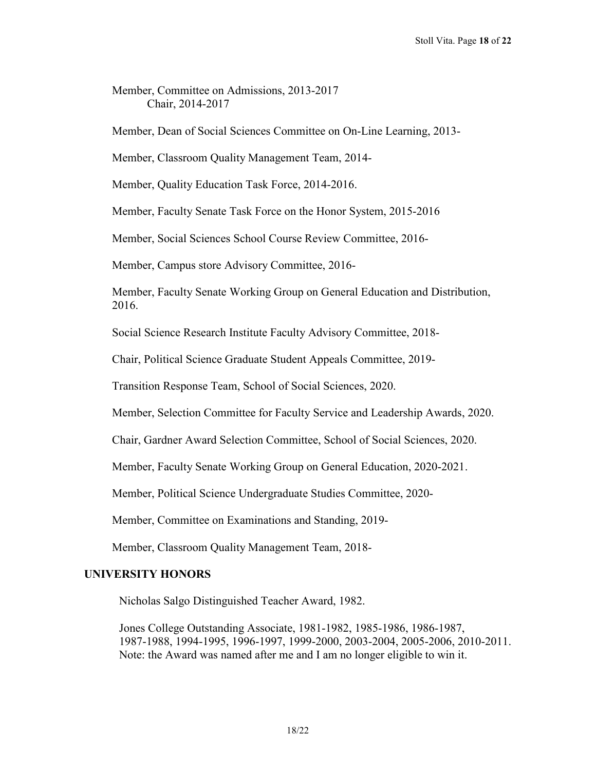Member, Committee on Admissions, 2013-2017
    Chair, 2014-2017

Member, Dean of Social Sciences Committee on On-Line Learning, 2013-

Member, Classroom Quality Management Team, 2014-

Member, Quality Education Task Force, 2014-2016.

Member, Faculty Senate Task Force on the Honor System, 2015-2016

Member, Social Sciences School Course Review Committee, 2016-

Member, Campus store Advisory Committee, 2016-

Member, Faculty Senate Working Group on General Education and Distribution, 2016.

Social Science Research Institute Faculty Advisory Committee, 2018-

Chair, Political Science Graduate Student Appeals Committee, 2019-

Transition Response Team, School of Social Sciences, 2020.

Member, Selection Committee for Faculty Service and Leadership Awards, 2020.

Chair, Gardner Award Selection Committee, School of Social Sciences, 2020.

Member, Faculty Senate Working Group on General Education, 2020-2021.

Member, Political Science Undergraduate Studies Committee, 2020-

Member, Committee on Examinations and Standing, 2019-

Member, Classroom Quality Management Team, 2018-

## UNIVERSITY HONORS

Nicholas Salgo Distinguished Teacher Award, 1982.

Jones College Outstanding Associate, 1981-1982, 1985-1986, 1986-1987, 1987-1988, 1994-1995, 1996-1997, 1999-2000, 2003-2004, 2005-2006, 2010-2011. Note: the Award was named after me and I am no longer eligible to win it.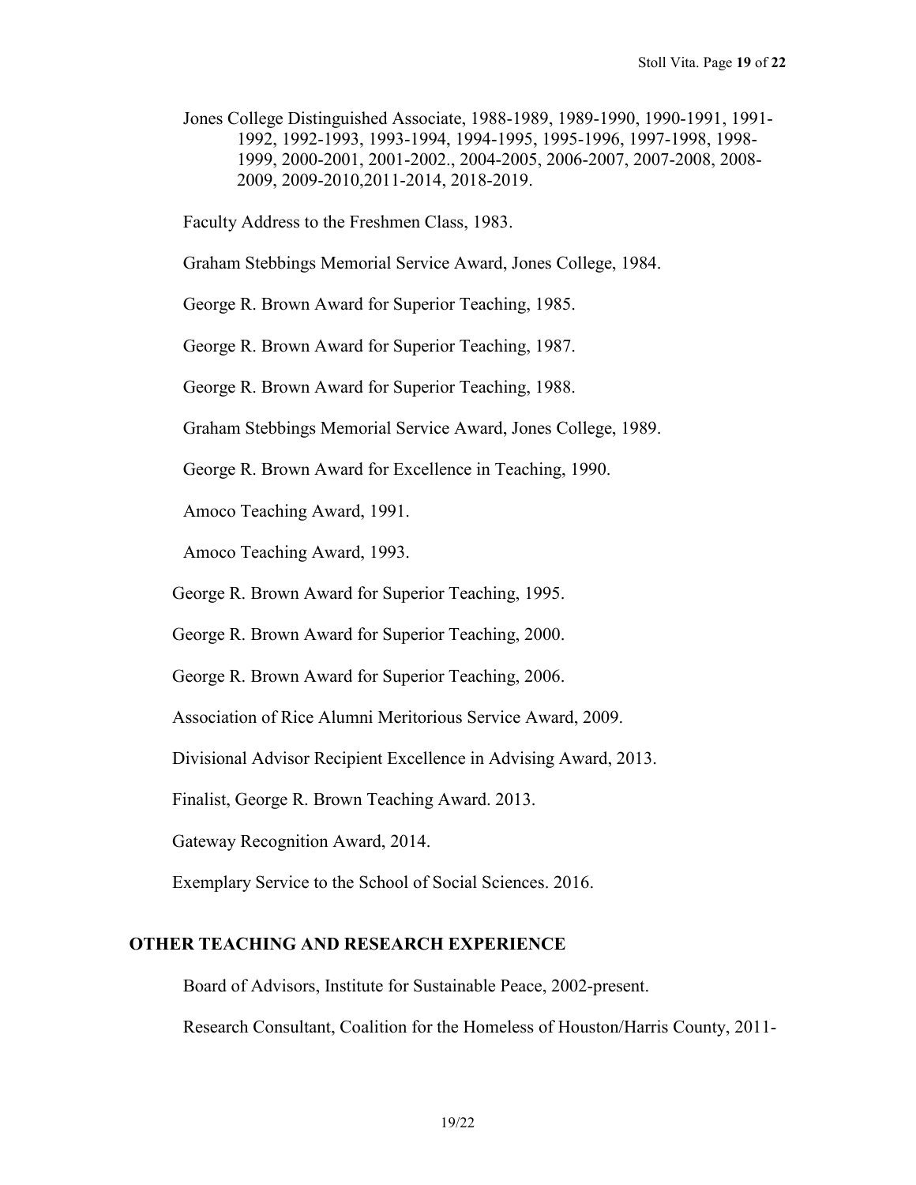Jones College Distinguished Associate, 1988-1989, 1989-1990, 1990-1991, 1991-1992, 1992-1993, 1993-1994, 1994-1995, 1995-1996, 1997-1998, 1998-1999, 2000-2001, 2001-2002., 2004-2005, 2006-2007, 2007-2008, 2008-2009, 2009-2010,2011-2014, 2018-2019.

Faculty Address to the Freshmen Class, 1983.

Graham Stebbings Memorial Service Award, Jones College, 1984.

George R. Brown Award for Superior Teaching, 1985.

George R. Brown Award for Superior Teaching, 1987.

George R. Brown Award for Superior Teaching, 1988.

Graham Stebbings Memorial Service Award, Jones College, 1989.

George R. Brown Award for Excellence in Teaching, 1990.

Amoco Teaching Award, 1991.

Amoco Teaching Award, 1993.

George R. Brown Award for Superior Teaching, 1995.

George R. Brown Award for Superior Teaching, 2000.

George R. Brown Award for Superior Teaching, 2006.

Association of Rice Alumni Meritorious Service Award, 2009.

Divisional Advisor Recipient Excellence in Advising Award, 2013.

Finalist, George R. Brown Teaching Award. 2013.

Gateway Recognition Award, 2014.

Exemplary Service to the School of Social Sciences. 2016.

## OTHER TEACHING AND RESEARCH EXPERIENCE

Board of Advisors, Institute for Sustainable Peace, 2002-present.

Research Consultant, Coalition for the Homeless of Houston/Harris County, 2011-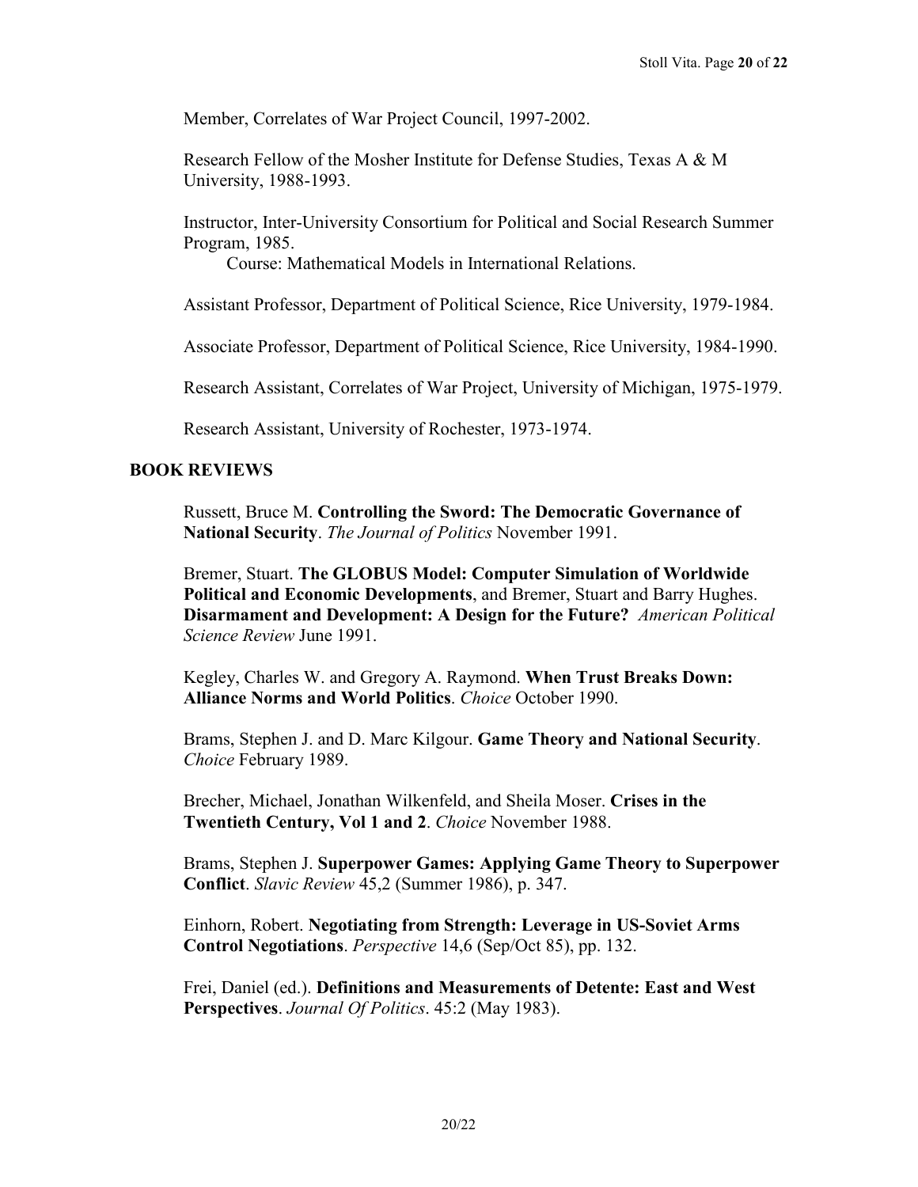Member, Correlates of War Project Council, 1997-2002.

Research Fellow of the Mosher Institute for Defense Studies, Texas A & M University, 1988-1993.

Instructor, Inter-University Consortium for Political and Social Research Summer Program, 1985.
  Course: Mathematical Models in International Relations.

Assistant Professor, Department of Political Science, Rice University, 1979-1984.

Associate Professor, Department of Political Science, Rice University, 1984-1990.

Research Assistant, Correlates of War Project, University of Michigan, 1975-1979.

Research Assistant, University of Rochester, 1973-1974.

## BOOK REVIEWS

Russett, Bruce M. **Controlling the Sword: The Democratic Governance of National Security**. *The Journal of Politics* November 1991.

Bremer, Stuart. **The GLOBUS Model: Computer Simulation of Worldwide Political and Economic Developments**, and Bremer, Stuart and Barry Hughes. **Disarmament and Development: A Design for the Future?** *American Political Science Review* June 1991.

Kegley, Charles W. and Gregory A. Raymond. **When Trust Breaks Down: Alliance Norms and World Politics**. *Choice* October 1990.

Brams, Stephen J. and D. Marc Kilgour. **Game Theory and National Security**. *Choice* February 1989.

Brecher, Michael, Jonathan Wilkenfeld, and Sheila Moser. **Crises in the Twentieth Century, Vol 1 and 2**. *Choice* November 1988.

Brams, Stephen J. **Superpower Games: Applying Game Theory to Superpower Conflict**. *Slavic Review* 45,2 (Summer 1986), p. 347.

Einhorn, Robert. **Negotiating from Strength: Leverage in US-Soviet Arms Control Negotiations**. *Perspective* 14,6 (Sep/Oct 85), pp. 132.

Frei, Daniel (ed.). **Definitions and Measurements of Detente: East and West Perspectives**. *Journal Of Politics*. 45:2 (May 1983).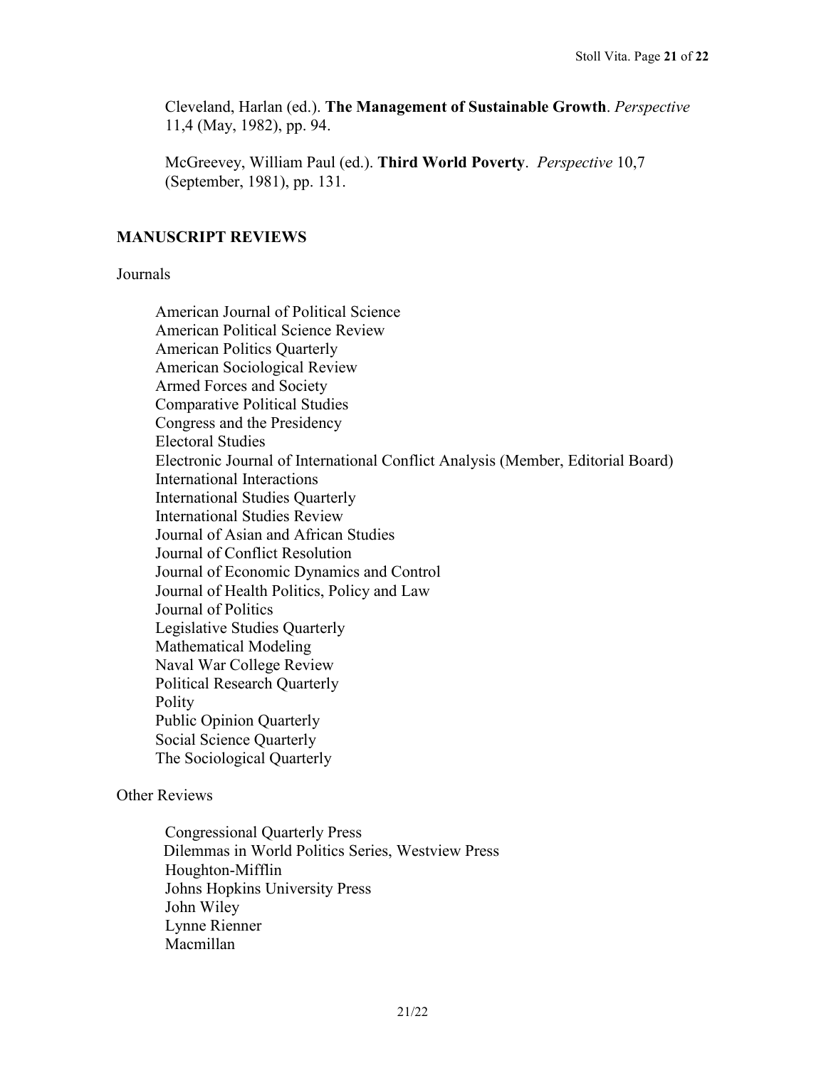Cleveland, Harlan (ed.). **The Management of Sustainable Growth**. *Perspective* 11,4 (May, 1982), pp. 94.

McGreevey, William Paul (ed.). **Third World Poverty**. *Perspective* 10,7 (September, 1981), pp. 131.

## MANUSCRIPT REVIEWS

Journals

American Journal of Political Science
American Political Science Review
American Politics Quarterly
American Sociological Review
Armed Forces and Society
Comparative Political Studies
Congress and the Presidency
Electoral Studies
Electronic Journal of International Conflict Analysis (Member, Editorial Board)
International Interactions
International Studies Quarterly
International Studies Review
Journal of Asian and African Studies
Journal of Conflict Resolution
Journal of Economic Dynamics and Control
Journal of Health Politics, Policy and Law
Journal of Politics
Legislative Studies Quarterly
Mathematical Modeling
Naval War College Review
Political Research Quarterly
Polity
Public Opinion Quarterly
Social Science Quarterly
The Sociological Quarterly

Other Reviews

Congressional Quarterly Press
Dilemmas in World Politics Series, Westview Press
Houghton-Mifflin
Johns Hopkins University Press
John Wiley
Lynne Rienner
Macmillan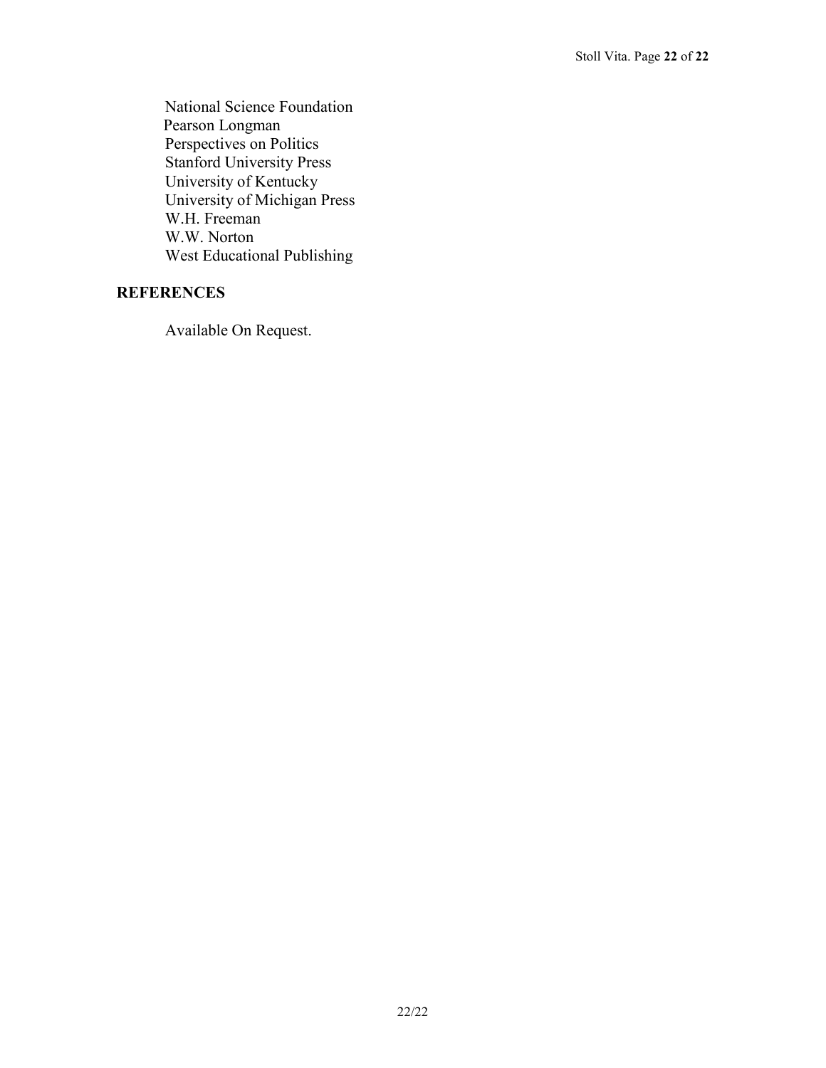National Science Foundation
Pearson Longman
Perspectives on Politics
Stanford University Press
University of Kentucky
University of Michigan Press
W.H. Freeman
W.W. Norton
West Educational Publishing

## REFERENCES

Available On Request.